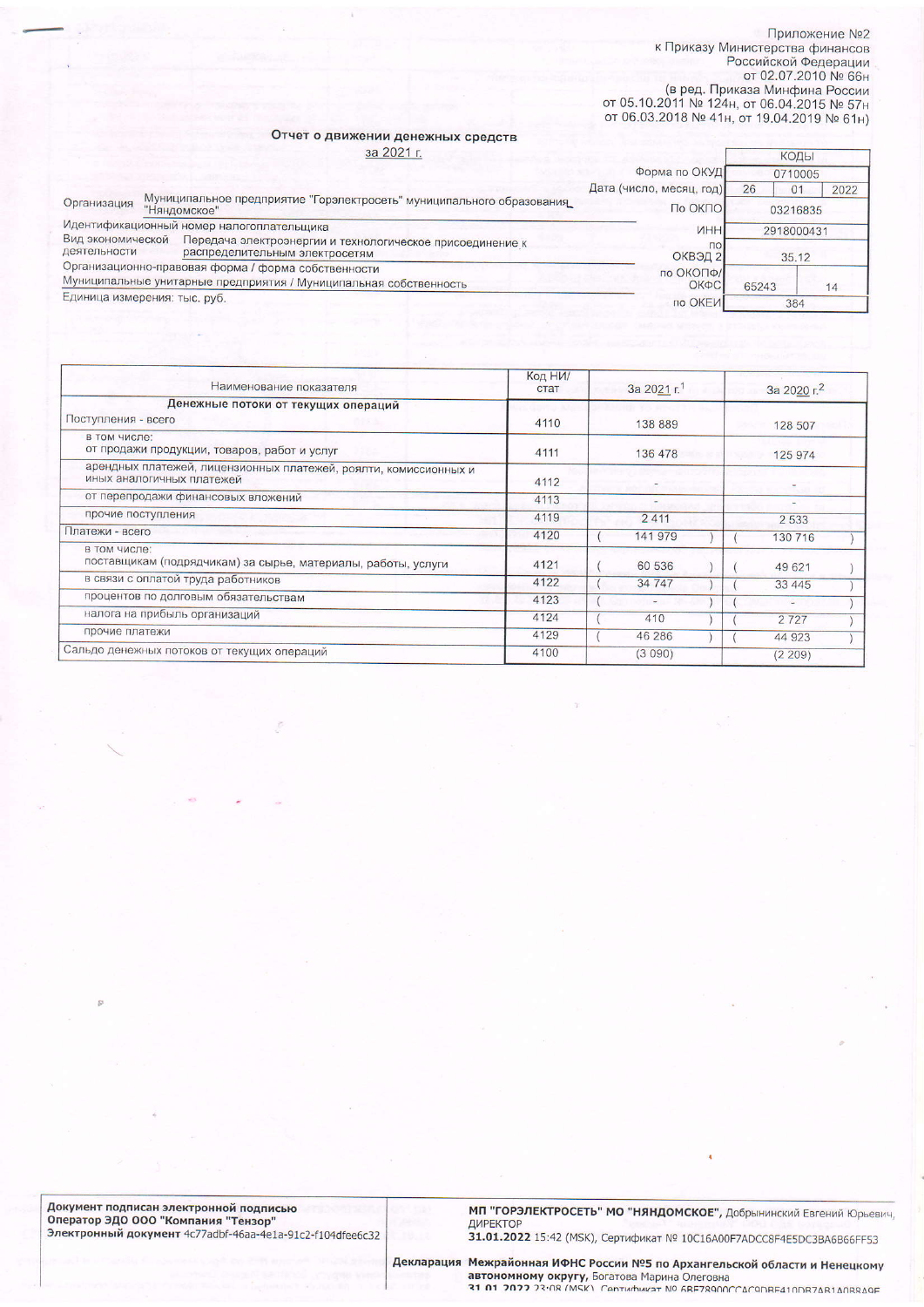Приложение №2
к Приказу Министерства финансов
Российской Федерации
от 02.07.2010 № 66н
(в ред. Приказа Минфина России
от 05.10.2011 № 124н, от 06.04.2015 № 57н
от 06.03.2018 № 41н, от 19.04.2019 № 61н)

## Отчет о движении денежных средств

за 2021 г.

| | | КОДЫ | | |
|---|---|---|---|---|
| | Форма по ОКУД | 0710005 | | |
| | Дата (число, месяц, год) | 26 | 01 | 2022 |
| Организация: Муниципальное предприятие "Горэлектросеть" муниципального образования "Няндомское" | по ОКПО | 03216835 | | |
| Идентификационный номер налогоплательщика | ИНН | 2918000431 | | |
| Вид экономической деятельности: Передача электроэнергии и технологическое присоединение к распределительным электросетям | по ОКВЭД 2 | 35.12 | | |
| Организационно-правовая форма / форма собственности: Муниципальные унитарные предприятия / Муниципальная собственность | по ОКОПФ/ОКФС | 65243 | 14 | |
| Единица измерения: тыс. руб. | по ОКЕИ | 384 | | |

| Наименование показателя | Код НИ/стат | За 2021 г.[1] | За 2020 г.[2] |
|---|---|---|---|
| **Денежные потоки от текущих операций** | | | |
| Поступления - всего | 4110 | 138 889 | 128 507 |
| в том числе: от продажи продукции, товаров, работ и услуг | 4111 | 136 478 | 125 974 |
| арендных платежей, лицензионных платежей, роялти, комиссионных и иных аналогичных платежей | 4112 | - | - |
| от перепродажи финансовых вложений | 4113 | - | - |
| прочие поступления | 4119 | 2 411 | 2 533 |
| Платежи - всего | 4120 | ( 141 979 ) | ( 130 716 ) |
| в том числе: поставщикам (подрядчикам) за сырье, материалы, работы, услуги | 4121 | ( 60 536 ) | ( 49 621 ) |
| в связи с оплатой труда работников | 4122 | ( 34 747 ) | ( 33 445 ) |
| процентов по долговым обязательствам | 4123 | ( - ) | ( - ) |
| налога на прибыль организаций | 4124 | ( 410 ) | ( 2 727 ) |
| прочие платежи | 4129 | ( 46 286 ) | ( 44 923 ) |
| Сальдо денежных потоков от текущих операций | 4100 | (3 090) | (2 209) |

Документ подписан электронной подписью
Оператор ЭДО ООО "Компания "Тензор"
Электронный документ 4c77adbf-46aa-4e1a-91c2-f104dfee6c32

МП "ГОРЭЛЕКТРОСЕТЬ" МО "НЯНДОМСКОЕ", Добрынинский Евгений Юрьевич, ДИРЕКТОР
31.01.2022 15:42 (MSK), Сертификат № 10C16A00F7ADCC8F4E5DC3BA6B66FF53

Декларация Межрайонная ИФНС России №5 по Архангельской области и Ненецкому автономному округу, Богатова Марина Олеговна
31.01.2022 23:08 (MSK), Сертификат № 6BE78900CCAC9DBE410DB7AB1A088A9E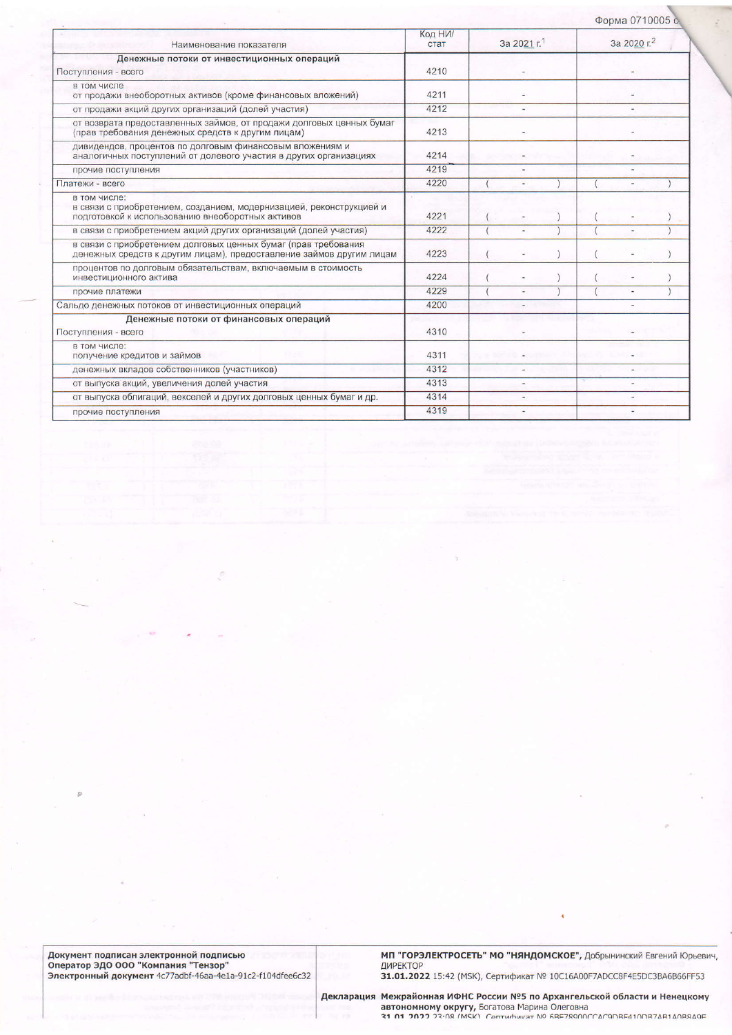Форма 0710005 с.

| Наименование показателя | Код НИ/стат | За 2021 г.[1] | За 2020 г.[2] |
|---|---|---|---|
| **Денежные потоки от инвестиционных операций** | | | |
| Поступления - всего | 4210 | - | - |
| в том числе от продажи внеоборотных активов (кроме финансовых вложений) | 4211 | - | - |
| от продажи акций других организаций (долей участия) | 4212 | - | - |
| от возврата предоставленных займов, от продажи долговых ценных бумаг (прав требования денежных средств к другим лицам) | 4213 | - | - |
| дивидендов, процентов по долговым финансовым вложениям и аналогичных поступлений от долевого участия в других организациях | 4214 | - | - |
| прочие поступления | 4219 | - | - |
| Платежи - всего | 4220 | ( - ) | ( - ) |
| в том числе: в связи с приобретением, созданием, модернизацией, реконструкцией и подготовкой к использованию внеоборотных активов | 4221 | ( - ) | ( - ) |
| в связи с приобретением акций других организаций (долей участия) | 4222 | ( - ) | ( - ) |
| в связи с приобретением долговых ценных бумаг (прав требования денежных средств к другим лицам), предоставление займов другим лицам | 4223 | ( - ) | ( - ) |
| процентов по долговым обязательствам, включаемым в стоимость инвестиционного актива | 4224 | ( - ) | ( - ) |
| прочие платежи | 4229 | ( - ) | ( - ) |
| Сальдо денежных потоков от инвестиционных операций | 4200 | - | - |
| **Денежные потоки от финансовых операций** | | | |
| Поступления - всего | 4310 | - | - |
| в том числе: получение кредитов и займов | 4311 | - | - |
| денежных вкладов собственников (участников) | 4312 | - | - |
| от выпуска акций, увеличения долей участия | 4313 | - | - |
| от выпуска облигаций, векселей и других долговых ценных бумаг и др. | 4314 | - | - |
| прочие поступления | 4319 | - | - |

Документ подписан электронной подписью
Оператор ЭДО ООО "Компания "Тензор"
Электронный документ 4c77adbf-46aa-4e1a-91c2-f104dfee6c32

МП "ГОРЭЛЕКТРОСЕТЬ" МО "НЯНДОМСКОЕ", Добрынинский Евгений Юрьевич, ДИРЕКТОР
31.01.2022 15:42 (MSK), Сертификат № 10C16A00F7ADCC8F4E5DC3BA6B66FF53

Декларация Межрайонная ИФНС России №5 по Архангельской области и Ненецкому автономному округу, Богатова Марина Олеговна
31.01.2022 23:08 (MSK), Сертификат № 6BE78900CCAC9DBF410DB7AB1A0B8A9E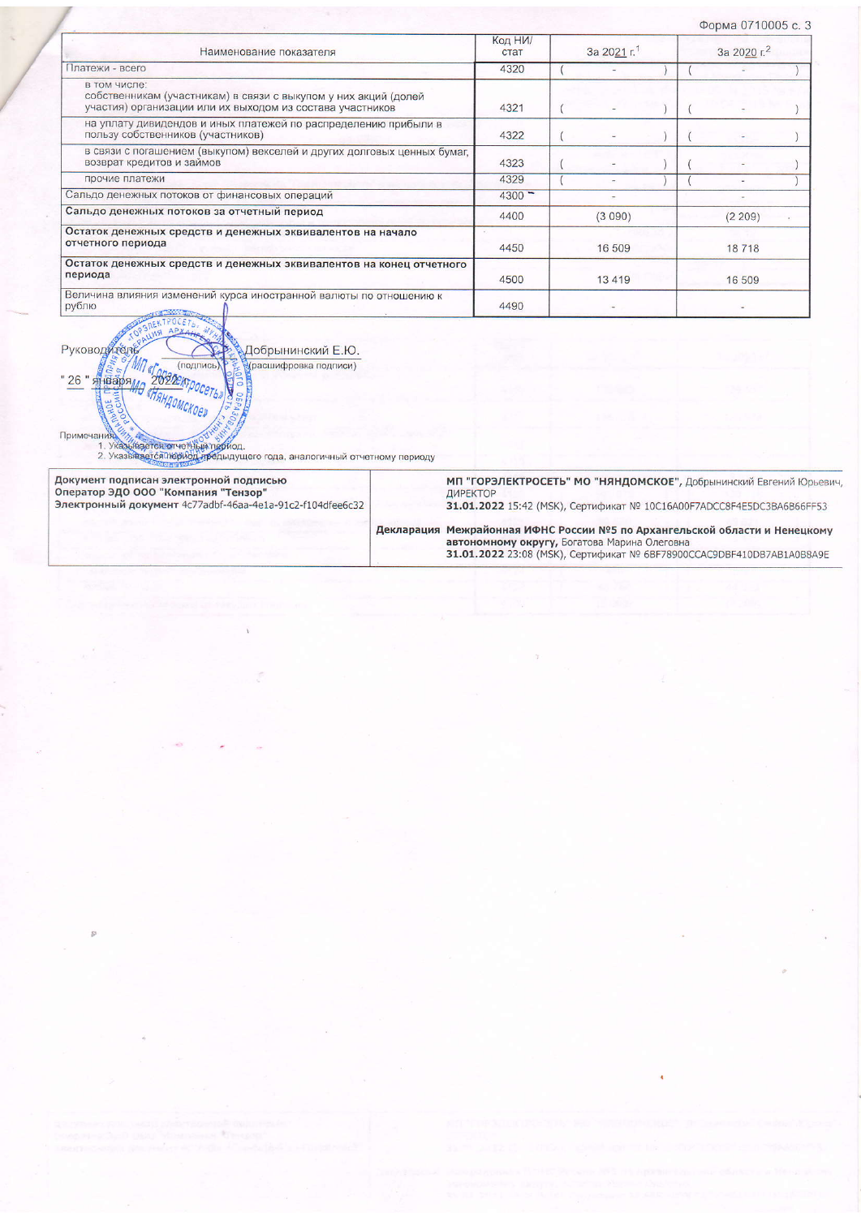Форма 0710005 с. 3

| Наименование показателя | Код НИ/стат | За 2021 г.[1] | За 2020 г.[2] |
|---|---|---|---|
| Платежи - всего | 4320 | ( - ) | ( - ) |
| в том числе: собственникам (участникам) в связи с выкупом у них акций (долей участия) организации или их выходом из состава участников | 4321 | ( - ) | ( - ) |
| на уплату дивидендов и иных платежей по распределению прибыли в пользу собственников (участников) | 4322 | ( - ) | ( - ) |
| в связи с погашением (выкупом) векселей и других долговых ценных бумаг, возврат кредитов и займов | 4323 | ( - ) | ( - ) |
| прочие платежи | 4329 | ( - ) | ( - ) |
| Сальдо денежных потоков от финансовых операций | 4300 | - | - |
| **Сальдо денежных потоков за отчетный период** | 4400 | (3 090) | (2 209) |
| **Остаток денежных средств и денежных эквивалентов на начало отчетного периода** | 4450 | 16 509 | 18 718 |
| **Остаток денежных средств и денежных эквивалентов на конец отчетного периода** | 4500 | 13 419 | 16 509 |
| Величина влияния изменений курса иностранной валюты по отношению к рублю | 4490 | - | - |

Руководитель _________ Добрынинский Е.Ю.
(подпись) (расшифровка подписи)

" 26 " января 2022 г.

Примечания
1. Указывается отчетный период.
2. Указывается период предыдущего года, аналогичный отчетному периоду

| | |
|---|---|
| **Документ подписан электронной подписью** **Оператор ЭДО ООО "Компания "Тензор"** **Электронный документ** 4c77adbf-46aa-4e1a-91c2-f104dfee6c32 | **МП "ГОРЭЛЕКТРОСЕТЬ" МО "НЯНДОМСКОЕ"**, Добрынинский Евгений Юрьевич, ДИРЕКТОР **31.01.2022** 15:42 (MSK), Сертификат № 10C16A00F7ADCC8F4E5DC3BA6866FF53 |
| | **Декларация** **Межрайонная ИФНС России №5 по Архангельской области и Ненецкому автономному округу**, Богатова Марина Олеговна **31.01.2022** 23:08 (MSK), Сертификат № 6BF78900CCAC9DBF410DB7AB1A0B8A9E |